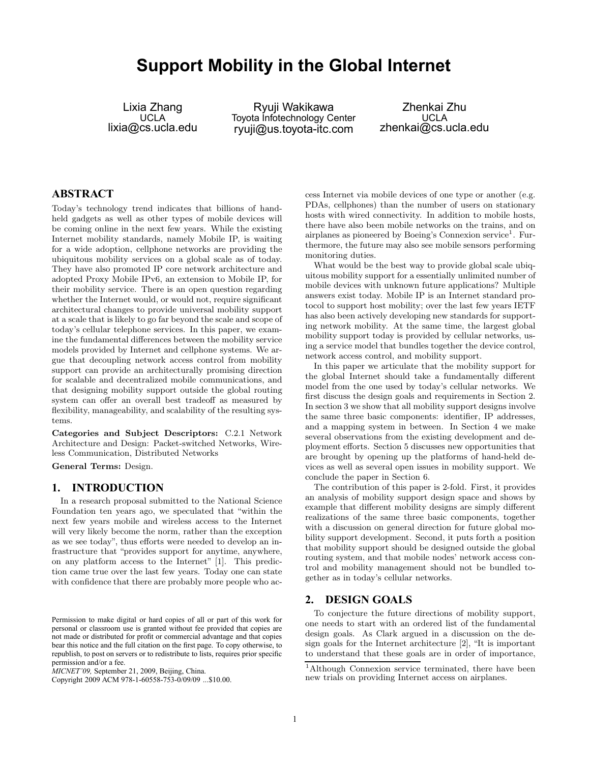# Support Mobility in the Global Internet

Lixia Zhang
UCLA
lixia@cs.ucla.edu

Ryuji Wakikawa
Toyota Infotechnology Center
ryuji@us.toyota-itc.com

Zhenkai Zhu
UCLA
zhenkai@cs.ucla.edu

## ABSTRACT

Today's technology trend indicates that billions of handheld gadgets as well as other types of mobile devices will be coming online in the next few years. While the existing Internet mobility standards, namely Mobile IP, is waiting for a wide adoption, cellphone networks are providing the ubiquitous mobility services on a global scale as of today. They have also promoted IP core network architecture and adopted Proxy Mobile IPv6, an extension to Mobile IP, for their mobility service. There is an open question regarding whether the Internet would, or would not, require significant architectural changes to provide universal mobility support at a scale that is likely to go far beyond the scale and scope of today's cellular telephone services. In this paper, we examine the fundamental differences between the mobility service models provided by Internet and cellphone systems. We argue that decoupling network access control from mobility support can provide an architecturally promising direction for scalable and decentralized mobile communications, and that designing mobility support outside the global routing system can offer an overall best tradeoff as measured by flexibility, manageability, and scalability of the resulting systems.

**Categories and Subject Descriptors:** C.2.1 Network Architecture and Design: Packet-switched Networks, Wireless Communication, Distributed Networks

**General Terms:** Design.

## 1. INTRODUCTION

In a research proposal submitted to the National Science Foundation ten years ago, we speculated that "within the next few years mobile and wireless access to the Internet will very likely become the norm, rather than the exception as we see today", thus efforts were needed to develop an infrastructure that "provides support for anytime, anywhere, on any platform access to the Internet" [1]. This prediction came true over the last few years. Today one can state with confidence that there are probably more people who access Internet via mobile devices of one type or another (e.g. PDAs, cellphones) than the number of users on stationary hosts with wired connectivity. In addition to mobile hosts, there have also been mobile networks on the trains, and on airplanes as pioneered by Boeing's Connexion service[1]. Furthermore, the future may also see mobile sensors performing monitoring duties.

What would be the best way to provide global scale ubiquitous mobility support for a essentially unlimited number of mobile devices with unknown future applications? Multiple answers exist today. Mobile IP is an Internet standard protocol to support host mobility; over the last few years IETF has also been actively developing new standards for supporting network mobility. At the same time, the largest global mobility support today is provided by cellular networks, using a service model that bundles together the device control, network access control, and mobility support.

In this paper we articulate that the mobility support for the global Internet should take a fundamentally different model from the one used by today's cellular networks. We first discuss the design goals and requirements in Section 2. In section 3 we show that all mobility support designs involve the same three basic components: identifier, IP addresses, and a mapping system in between. In Section 4 we make several observations from the existing development and deployment efforts. Section 5 discusses new opportunities that are brought by opening up the platforms of hand-held devices as well as several open issues in mobility support. We conclude the paper in Section 6.

The contribution of this paper is 2-fold. First, it provides an analysis of mobility support design space and shows by example that different mobility designs are simply different realizations of the same three basic components, together with a discussion on general direction for future global mobility support development. Second, it puts forth a position that mobility support should be designed outside the global routing system, and that mobile nodes' network access control and mobility management should not be bundled together as in today's cellular networks.

## 2. DESIGN GOALS

To conjecture the future directions of mobility support, one needs to start with an ordered list of the fundamental design goals. As Clark argued in a discussion on the design goals for the Internet architecture [2], "It is important to understand that these goals are in order of importance,

Permission to make digital or hard copies of all or part of this work for personal or classroom use is granted without fee provided that copies are not made or distributed for profit or commercial advantage and that copies bear this notice and the full citation on the first page. To copy otherwise, to republish, to post on servers or to redistribute to lists, requires prior specific permission and/or a fee.
*MICNET'09,* September 21, 2009, Beijing, China.
Copyright 2009 ACM 978-1-60558-753-0/09/09 ...$10.00.

[1] Although Connexion service terminated, there have been new trials on providing Internet access on airplanes.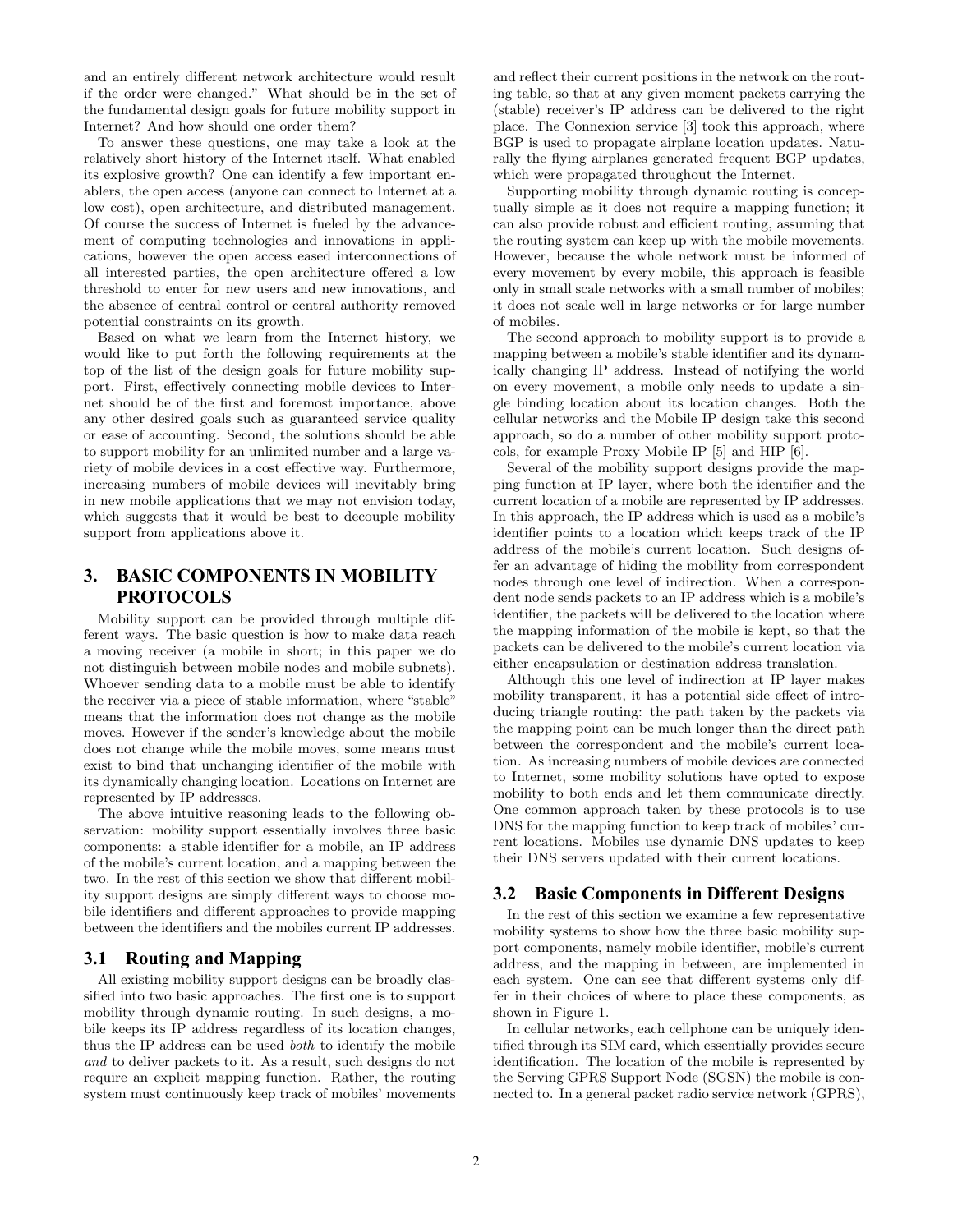and an entirely different network architecture would result if the order were changed." What should be in the set of the fundamental design goals for future mobility support in Internet? And how should one order them?

To answer these questions, one may take a look at the relatively short history of the Internet itself. What enabled its explosive growth? One can identify a few important enablers, the open access (anyone can connect to Internet at a low cost), open architecture, and distributed management. Of course the success of Internet is fueled by the advancement of computing technologies and innovations in applications, however the open access eased interconnections of all interested parties, the open architecture offered a low threshold to enter for new users and new innovations, and the absence of central control or central authority removed potential constraints on its growth.

Based on what we learn from the Internet history, we would like to put forth the following requirements at the top of the list of the design goals for future mobility support. First, effectively connecting mobile devices to Internet should be of the first and foremost importance, above any other desired goals such as guaranteed service quality or ease of accounting. Second, the solutions should be able to support mobility for an unlimited number and a large variety of mobile devices in a cost effective way. Furthermore, increasing numbers of mobile devices will inevitably bring in new mobile applications that we may not envision today, which suggests that it would be best to decouple mobility support from applications above it.

## 3. BASIC COMPONENTS IN MOBILITY PROTOCOLS

Mobility support can be provided through multiple different ways. The basic question is how to make data reach a moving receiver (a mobile in short; in this paper we do not distinguish between mobile nodes and mobile subnets). Whoever sending data to a mobile must be able to identify the receiver via a piece of stable information, where "stable" means that the information does not change as the mobile moves. However if the sender's knowledge about the mobile does not change while the mobile moves, some means must exist to bind that unchanging identifier of the mobile with its dynamically changing location. Locations on Internet are represented by IP addresses.

The above intuitive reasoning leads to the following observation: mobility support essentially involves three basic components: a stable identifier for a mobile, an IP address of the mobile's current location, and a mapping between the two. In the rest of this section we show that different mobility support designs are simply different ways to choose mobile identifiers and different approaches to provide mapping between the identifiers and the mobiles current IP addresses.

### 3.1 Routing and Mapping

All existing mobility support designs can be broadly classified into two basic approaches. The first one is to support mobility through dynamic routing. In such designs, a mobile keeps its IP address regardless of its location changes, thus the IP address can be used *both* to identify the mobile *and* to deliver packets to it. As a result, such designs do not require an explicit mapping function. Rather, the routing system must continuously keep track of mobiles' movements and reflect their current positions in the network on the routing table, so that at any given moment packets carrying the (stable) receiver's IP address can be delivered to the right place. The Connexion service [3] took this approach, where BGP is used to propagate airplane location updates. Naturally the flying airplanes generated frequent BGP updates, which were propagated throughout the Internet.

Supporting mobility through dynamic routing is conceptually simple as it does not require a mapping function; it can also provide robust and efficient routing, assuming that the routing system can keep up with the mobile movements. However, because the whole network must be informed of every movement by every mobile, this approach is feasible only in small scale networks with a small number of mobiles; it does not scale well in large networks or for large number of mobiles.

The second approach to mobility support is to provide a mapping between a mobile's stable identifier and its dynamically changing IP address. Instead of notifying the world on every movement, a mobile only needs to update a single binding location about its location changes. Both the cellular networks and the Mobile IP design take this second approach, so do a number of other mobility support protocols, for example Proxy Mobile IP [5] and HIP [6].

Several of the mobility support designs provide the mapping function at IP layer, where both the identifier and the current location of a mobile are represented by IP addresses. In this approach, the IP address which is used as a mobile's identifier points to a location which keeps track of the IP address of the mobile's current location. Such designs offer an advantage of hiding the mobility from correspondent nodes through one level of indirection. When a correspondent node sends packets to an IP address which is a mobile's identifier, the packets will be delivered to the location where the mapping information of the mobile is kept, so that the packets can be delivered to the mobile's current location via either encapsulation or destination address translation.

Although this one level of indirection at IP layer makes mobility transparent, it has a potential side effect of introducing triangle routing: the path taken by the packets via the mapping point can be much longer than the direct path between the correspondent and the mobile's current location. As increasing numbers of mobile devices are connected to Internet, some mobility solutions have opted to expose mobility to both ends and let them communicate directly. One common approach taken by these protocols is to use DNS for the mapping function to keep track of mobiles' current locations. Mobiles use dynamic DNS updates to keep their DNS servers updated with their current locations.

### 3.2 Basic Components in Different Designs

In the rest of this section we examine a few representative mobility systems to show how the three basic mobility support components, namely mobile identifier, mobile's current address, and the mapping in between, are implemented in each system. One can see that different systems only differ in their choices of where to place these components, as shown in Figure 1.

In cellular networks, each cellphone can be uniquely identified through its SIM card, which essentially provides secure identification. The location of the mobile is represented by the Serving GPRS Support Node (SGSN) the mobile is connected to. In a general packet radio service network (GPRS),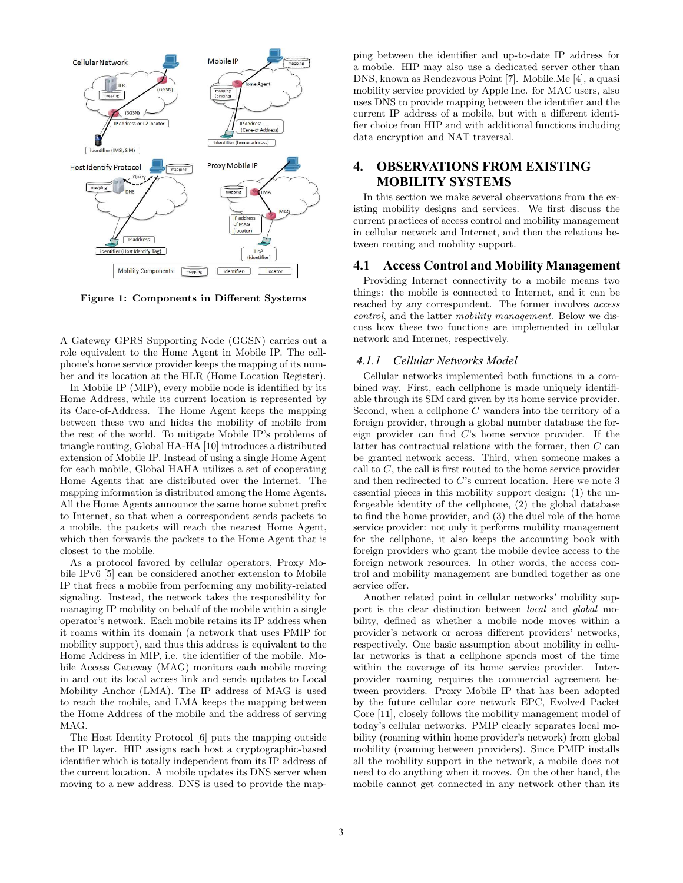Figure 1: Components in Different Systems

A Gateway GPRS Supporting Node (GGSN) carries out a role equivalent to the Home Agent in Mobile IP. The cellphone's home service provider keeps the mapping of its number and its location at the HLR (Home Location Register).

In Mobile IP (MIP), every mobile node is identified by its Home Address, while its current location is represented by its Care-of-Address. The Home Agent keeps the mapping between these two and hides the mobility of mobile from the rest of the world. To mitigate Mobile IP's problems of triangle routing, Global HA-HA [10] introduces a distributed extension of Mobile IP. Instead of using a single Home Agent for each mobile, Global HAHA utilizes a set of cooperating Home Agents that are distributed over the Internet. The mapping information is distributed among the Home Agents. All the Home Agents announce the same home subnet prefix to Internet, so that when a correspondent sends packets to a mobile, the packets will reach the nearest Home Agent, which then forwards the packets to the Home Agent that is closest to the mobile.

As a protocol favored by cellular operators, Proxy Mobile IPv6 [5] can be considered another extension to Mobile IP that frees a mobile from performing any mobility-related signaling. Instead, the network takes the responsibility for managing IP mobility on behalf of the mobile within a single operator's network. Each mobile retains its IP address when it roams within its domain (a network that uses PMIP for mobility support), and thus this address is equivalent to the Home Address in MIP, i.e. the identifier of the mobile. Mobile Access Gateway (MAG) monitors each mobile moving in and out its local access link and sends updates to Local Mobility Anchor (LMA). The IP address of MAG is used to reach the mobile, and LMA keeps the mapping between the Home Address of the mobile and the address of serving MAG.

The Host Identity Protocol [6] puts the mapping outside the IP layer. HIP assigns each host a cryptographic-based identifier which is totally independent from its IP address of the current location. A mobile updates its DNS server when moving to a new address. DNS is used to provide the mapping between the identifier and up-to-date IP address for a mobile. HIP may also use a dedicated server other than DNS, known as Rendezvous Point [7]. Mobile.Me [4], a quasi mobility service provided by Apple Inc. for MAC users, also uses DNS to provide mapping between the identifier and the current IP address of a mobile, but with a different identifier choice from HIP and with additional functions including data encryption and NAT traversal.

# 4. OBSERVATIONS FROM EXISTING MOBILITY SYSTEMS

In this section we make several observations from the existing mobility designs and services. We first discuss the current practices of access control and mobility management in cellular network and Internet, and then the relations between routing and mobility support.

## 4.1 Access Control and Mobility Management

Providing Internet connectivity to a mobile means two things: the mobile is connected to Internet, and it can be reached by any correspondent. The former involves *access control*, and the latter *mobility management*. Below we discuss how these two functions are implemented in cellular network and Internet, respectively.

### 4.1.1 *Cellular Networks Model*

Cellular networks implemented both functions in a combined way. First, each cellphone is made uniquely identifiable through its SIM card given by its home service provider. Second, when a cellphone $C$ wanders into the territory of a foreign provider, through a global number database the foreign provider can find $C$'s home service provider. If the latter has contractual relations with the former, then $C$ can be granted network access. Third, when someone makes a call to $C$, the call is first routed to the home service provider and then redirected to $C$'s current location. Here we note 3 essential pieces in this mobility support design: (1) the unforgeable identity of the cellphone, (2) the global database to find the home provider, and (3) the duel role of the home service provider: not only it performs mobility management for the cellphone, it also keeps the accounting book with foreign providers who grant the mobile device access to the foreign network resources. In other words, the access control and mobility management are bundled together as one service offer.

Another related point in cellular networks' mobility support is the clear distinction between *local* and *global* mobility, defined as whether a mobile node moves within a provider's network or across different providers' networks, respectively. One basic assumption about mobility in cellular networks is that a cellphone spends most of the time within the coverage of its home service provider. Inter-provider roaming requires the commercial agreement between providers. Proxy Mobile IP that has been adopted by the future cellular core network EPC, Evolved Packet Core [11], closely follows the mobility management model of today's cellular networks. PMIP clearly separates local mobility (roaming within home provider's network) from global mobility (roaming between providers). Since PMIP installs all the mobility support in the network, a mobile does not need to do anything when it moves. On the other hand, the mobile cannot get connected in any network other than its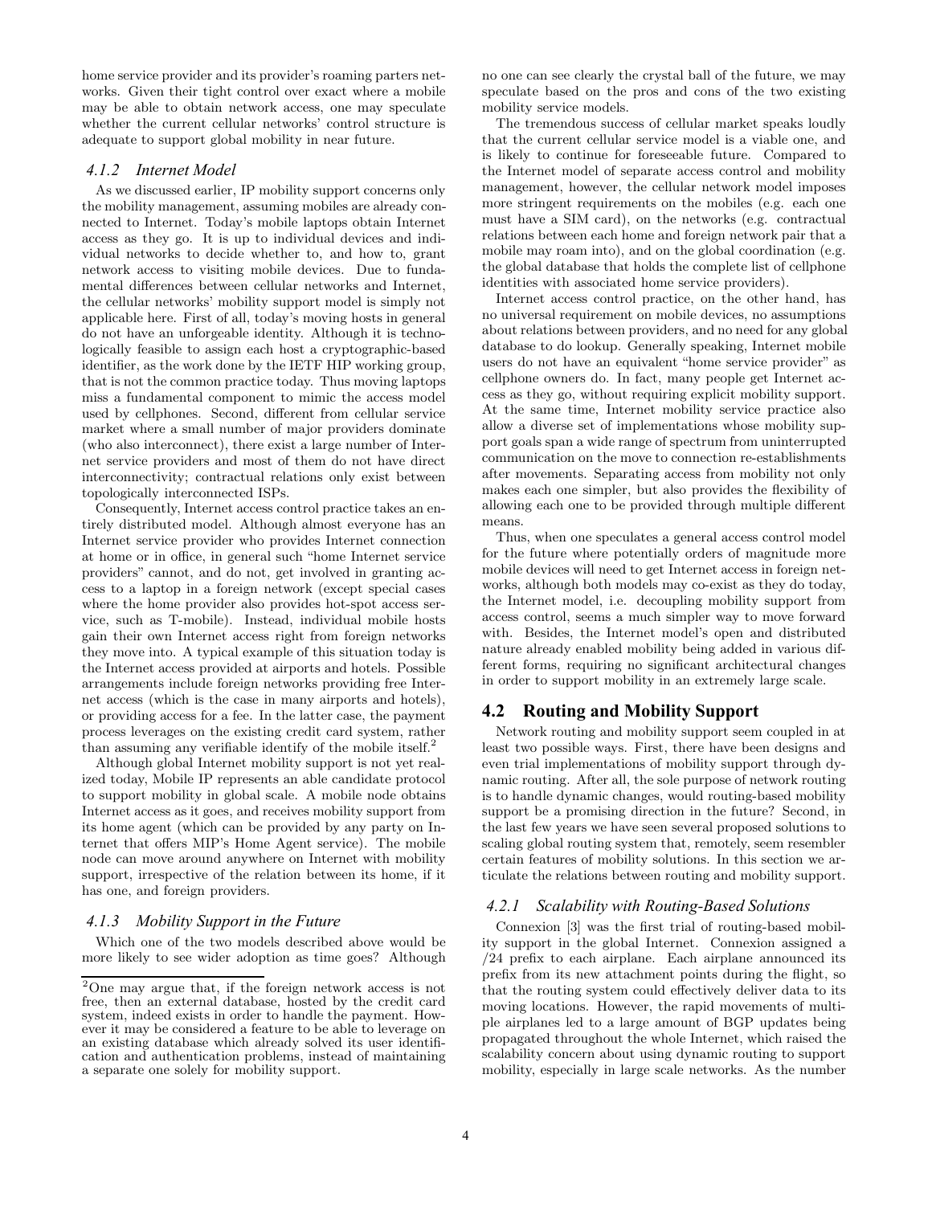home service provider and its provider's roaming parters networks. Given their tight control over exact where a mobile may be able to obtain network access, one may speculate whether the current cellular networks' control structure is adequate to support global mobility in near future.

### *4.1.2 Internet Model*

As we discussed earlier, IP mobility support concerns only the mobility management, assuming mobiles are already connected to Internet. Today's mobile laptops obtain Internet access as they go. It is up to individual devices and individual networks to decide whether to, and how to, grant network access to visiting mobile devices. Due to fundamental differences between cellular networks and Internet, the cellular networks' mobility support model is simply not applicable here. First of all, today's moving hosts in general do not have an unforgeable identity. Although it is technologically feasible to assign each host a cryptographic-based identifier, as the work done by the IETF HIP working group, that is not the common practice today. Thus moving laptops miss a fundamental component to mimic the access model used by cellphones. Second, different from cellular service market where a small number of major providers dominate (who also interconnect), there exist a large number of Internet service providers and most of them do not have direct interconnectivity; contractual relations only exist between topologically interconnected ISPs.

Consequently, Internet access control practice takes an entirely distributed model. Although almost everyone has an Internet service provider who provides Internet connection at home or in office, in general such "home Internet service providers" cannot, and do not, get involved in granting access to a laptop in a foreign network (except special cases where the home provider also provides hot-spot access service, such as T-mobile). Instead, individual mobile hosts gain their own Internet access right from foreign networks they move into. A typical example of this situation today is the Internet access provided at airports and hotels. Possible arrangements include foreign networks providing free Internet access (which is the case in many airports and hotels), or providing access for a fee. In the latter case, the payment process leverages on the existing credit card system, rather than assuming any verifiable identify of the mobile itself.[2]

Although global Internet mobility support is not yet realized today, Mobile IP represents an able candidate protocol to support mobility in global scale. A mobile node obtains Internet access as it goes, and receives mobility support from its home agent (which can be provided by any party on Internet that offers MIP's Home Agent service). The mobile node can move around anywhere on Internet with mobility support, irrespective of the relation between its home, if it has one, and foreign providers.

### *4.1.3 Mobility Support in the Future*

Which one of the two models described above would be more likely to see wider adoption as time goes? Although no one can see clearly the crystal ball of the future, we may speculate based on the pros and cons of the two existing mobility service models.

The tremendous success of cellular market speaks loudly that the current cellular service model is a viable one, and is likely to continue for foreseeable future. Compared to the Internet model of separate access control and mobility management, however, the cellular network model imposes more stringent requirements on the mobiles (e.g. each one must have a SIM card), on the networks (e.g. contractual relations between each home and foreign network pair that a mobile may roam into), and on the global coordination (e.g. the global database that holds the complete list of cellphone identities with associated home service providers).

Internet access control practice, on the other hand, has no universal requirement on mobile devices, no assumptions about relations between providers, and no need for any global database to do lookup. Generally speaking, Internet mobile users do not have an equivalent "home service provider" as cellphone owners do. In fact, many people get Internet access as they go, without requiring explicit mobility support. At the same time, Internet mobility service practice also allow a diverse set of implementations whose mobility support goals span a wide range of spectrum from uninterrupted communication on the move to connection re-establishments after movements. Separating access from mobility not only makes each one simpler, but also provides the flexibility of allowing each one to be provided through multiple different means.

Thus, when one speculates a general access control model for the future where potentially orders of magnitude more mobile devices will need to get Internet access in foreign networks, although both models may co-exist as they do today, the Internet model, i.e. decoupling mobility support from access control, seems a much simpler way to move forward with. Besides, the Internet model's open and distributed nature already enabled mobility being added in various different forms, requiring no significant architectural changes in order to support mobility in an extremely large scale.

## 4.2 Routing and Mobility Support

Network routing and mobility support seem coupled in at least two possible ways. First, there have been designs and even trial implementations of mobility support through dynamic routing. After all, the sole purpose of network routing is to handle dynamic changes, would routing-based mobility support be a promising direction in the future? Second, in the last few years we have seen several proposed solutions to scaling global routing system that, remotely, seem resembler certain features of mobility solutions. In this section we articulate the relations between routing and mobility support.

### *4.2.1 Scalability with Routing-Based Solutions*

Connexion [3] was the first trial of routing-based mobility support in the global Internet. Connexion assigned a /24 prefix to each airplane. Each airplane announced its prefix from its new attachment points during the flight, so that the routing system could effectively deliver data to its moving locations. However, the rapid movements of multiple airplanes led to a large amount of BGP updates being propagated throughout the whole Internet, which raised the scalability concern about using dynamic routing to support mobility, especially in large scale networks. As the number

[2] One may argue that, if the foreign network access is not free, then an external database, hosted by the credit card system, indeed exists in order to handle the payment. However it may be considered a feature to be able to leverage on an existing database which already solved its user identification and authentication problems, instead of maintaining a separate one solely for mobility support.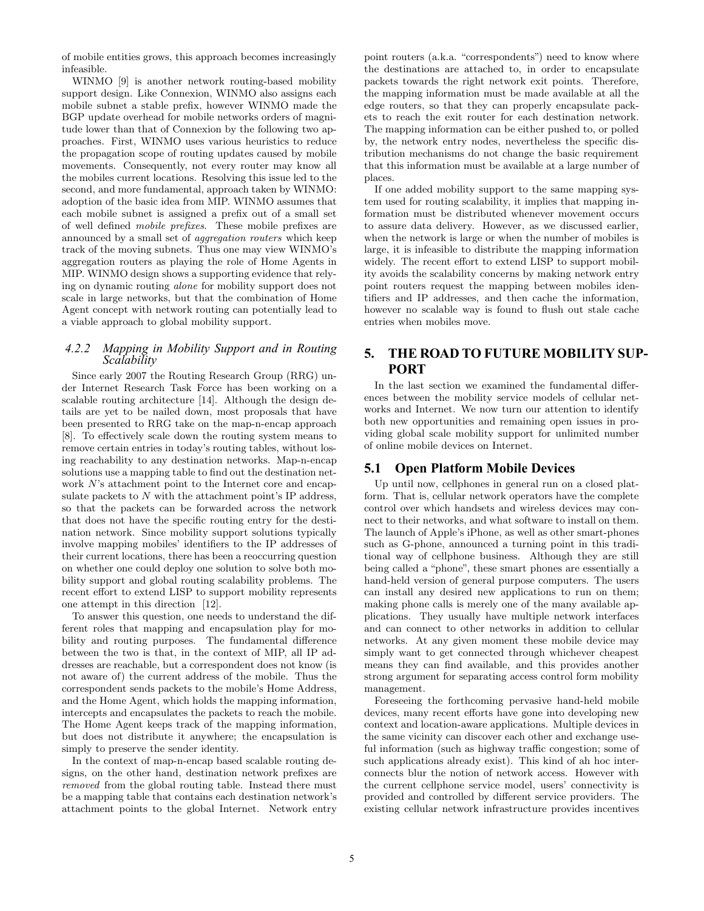of mobile entities grows, this approach becomes increasingly infeasible.

WINMO [9] is another network routing-based mobility support design. Like Connexion, WINMO also assigns each mobile subnet a stable prefix, however WINMO made the BGP update overhead for mobile networks orders of magnitude lower than that of Connexion by the following two approaches. First, WINMO uses various heuristics to reduce the propagation scope of routing updates caused by mobile movements. Consequently, not every router may know all the mobiles current locations. Resolving this issue led to the second, and more fundamental, approach taken by WINMO: adoption of the basic idea from MIP. WINMO assumes that each mobile subnet is assigned a prefix out of a small set of well defined *mobile prefixes*. These mobile prefixes are announced by a small set of *aggregation routers* which keep track of the moving subnets. Thus one may view WINMO's aggregation routers as playing the role of Home Agents in MIP. WINMO design shows a supporting evidence that relying on dynamic routing *alone* for mobility support does not scale in large networks, but that the combination of Home Agent concept with network routing can potentially lead to a viable approach to global mobility support.

#### 4.2.2 Mapping in Mobility Support and in Routing Scalability

Since early 2007 the Routing Research Group (RRG) under Internet Research Task Force has been working on a scalable routing architecture [14]. Although the design details are yet to be nailed down, most proposals that have been presented to RRG take on the map-n-encap approach [8]. To effectively scale down the routing system means to remove certain entries in today's routing tables, without losing reachability to any destination networks. Map-n-encap solutions use a mapping table to find out the destination network $N$'s attachment point to the Internet core and encapsulate packets to $N$ with the attachment point's IP address, so that the packets can be forwarded across the network that does not have the specific routing entry for the destination network. Since mobility support solutions typically involve mapping mobiles' identifiers to the IP addresses of their current locations, there has been a reoccurring question on whether one could deploy one solution to solve both mobility support and global routing scalability problems. The recent effort to extend LISP to support mobility represents one attempt in this direction [12].

To answer this question, one needs to understand the different roles that mapping and encapsulation play for mobility and routing purposes. The fundamental difference between the two is that, in the context of MIP, all IP addresses are reachable, but a correspondent does not know (is not aware of) the current address of the mobile. Thus the correspondent sends packets to the mobile's Home Address, and the Home Agent, which holds the mapping information, intercepts and encapsulates the packets to reach the mobile. The Home Agent keeps track of the mapping information, but does not distribute it anywhere; the encapsulation is simply to preserve the sender identity.

In the context of map-n-encap based scalable routing designs, on the other hand, destination network prefixes are *removed* from the global routing table. Instead there must be a mapping table that contains each destination network's attachment points to the global Internet. Network entry point routers (a.k.a. "correspondents") need to know where the destinations are attached to, in order to encapsulate packets towards the right network exit points. Therefore, the mapping information must be made available at all the edge routers, so that they can properly encapsulate packets to reach the exit router for each destination network. The mapping information can be either pushed to, or polled by, the network entry nodes, nevertheless the specific distribution mechanisms do not change the basic requirement that this information must be available at a large number of places.

If one added mobility support to the same mapping system used for routing scalability, it implies that mapping information must be distributed whenever movement occurs to assure data delivery. However, as we discussed earlier, when the network is large or when the number of mobiles is large, it is infeasible to distribute the mapping information widely. The recent effort to extend LISP to support mobility avoids the scalability concerns by making network entry point routers request the mapping between mobiles identifiers and IP addresses, and then cache the information, however no scalable way is found to flush out stale cache entries when mobiles move.

## 5. THE ROAD TO FUTURE MOBILITY SUPPORT

In the last section we examined the fundamental differences between the mobility service models of cellular networks and Internet. We now turn our attention to identify both new opportunities and remaining open issues in providing global scale mobility support for unlimited number of online mobile devices on Internet.

### 5.1 Open Platform Mobile Devices

Up until now, cellphones in general run on a closed platform. That is, cellular network operators have the complete control over which handsets and wireless devices may connect to their networks, and what software to install on them. The launch of Apple's iPhone, as well as other smart-phones such as G-phone, announced a turning point in this traditional way of cellphone business. Although they are still being called a "phone", these smart phones are essentially a hand-held version of general purpose computers. The users can install any desired new applications to run on them; making phone calls is merely one of the many available applications. They usually have multiple network interfaces and can connect to other networks in addition to cellular networks. At any given moment these mobile device may simply want to get connected through whichever cheapest means they can find available, and this provides another strong argument for separating access control form mobility management.

Foreseeing the forthcoming pervasive hand-held mobile devices, many recent efforts have gone into developing new context and location-aware applications. Multiple devices in the same vicinity can discover each other and exchange useful information (such as highway traffic congestion; some of such applications already exist). This kind of ah hoc interconnects blur the notion of network access. However with the current cellphone service model, users' connectivity is provided and controlled by different service providers. The existing cellular network infrastructure provides incentives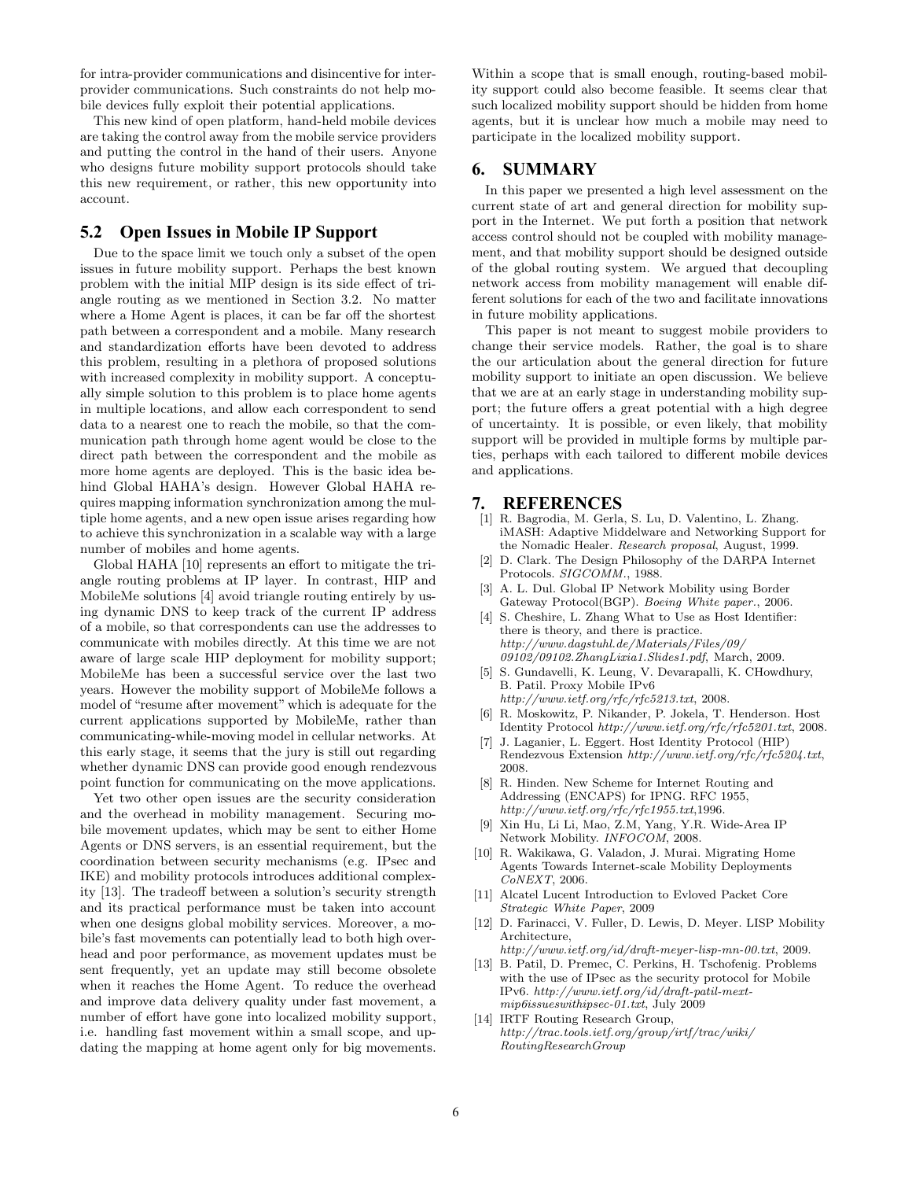for intra-provider communications and disincentive for inter-provider communications. Such constraints do not help mobile devices fully exploit their potential applications.

This new kind of open platform, hand-held mobile devices are taking the control away from the mobile service providers and putting the control in the hand of their users. Anyone who designs future mobility support protocols should take this new requirement, or rather, this new opportunity into account.

## 5.2 Open Issues in Mobile IP Support

Due to the space limit we touch only a subset of the open issues in future mobility support. Perhaps the best known problem with the initial MIP design is its side effect of triangle routing as we mentioned in Section 3.2. No matter where a Home Agent is places, it can be far off the shortest path between a correspondent and a mobile. Many research and standardization efforts have been devoted to address this problem, resulting in a plethora of proposed solutions with increased complexity in mobility support. A conceptually simple solution to this problem is to place home agents in multiple locations, and allow each correspondent to send data to a nearest one to reach the mobile, so that the communication path through home agent would be close to the direct path between the correspondent and the mobile as more home agents are deployed. This is the basic idea behind Global HAHA's design. However Global HAHA requires mapping information synchronization among the multiple home agents, and a new open issue arises regarding how to achieve this synchronization in a scalable way with a large number of mobiles and home agents.

Global HAHA [10] represents an effort to mitigate the triangle routing problems at IP layer. In contrast, HIP and MobileMe solutions [4] avoid triangle routing entirely by using dynamic DNS to keep track of the current IP address of a mobile, so that correspondents can use the addresses to communicate with mobiles directly. At this time we are not aware of large scale HIP deployment for mobility support; MobileMe has been a successful service over the last two years. However the mobility support of MobileMe follows a model of "resume after movement" which is adequate for the current applications supported by MobileMe, rather than communicating-while-moving model in cellular networks. At this early stage, it seems that the jury is still out regarding whether dynamic DNS can provide good enough rendezvous point function for communicating on the move applications.

Yet two other open issues are the security consideration and the overhead in mobility management. Securing mobile movement updates, which may be sent to either Home Agents or DNS servers, is an essential requirement, but the coordination between security mechanisms (e.g. IPsec and IKE) and mobility protocols introduces additional complexity [13]. The tradeoff between a solution's security strength and its practical performance must be taken into account when one designs global mobility services. Moreover, a mobile's fast movements can potentially lead to both high overhead and poor performance, as movement updates must be sent frequently, yet an update may still become obsolete when it reaches the Home Agent. To reduce the overhead and improve data delivery quality under fast movement, a number of effort have gone into localized mobility support, i.e. handling fast movement within a small scope, and updating the mapping at home agent only for big movements. Within a scope that is small enough, routing-based mobility support could also become feasible. It seems clear that such localized mobility support should be hidden from home agents, but it is unclear how much a mobile may need to participate in the localized mobility support.

# 6. SUMMARY

In this paper we presented a high level assessment on the current state of art and general direction for mobility support in the Internet. We put forth a position that network access control should not be coupled with mobility management, and that mobility support should be designed outside of the global routing system. We argued that decoupling network access from mobility management will enable different solutions for each of the two and facilitate innovations in future mobility applications.

This paper is not meant to suggest mobile providers to change their service models. Rather, the goal is to share the our articulation about the general direction for future mobility support to initiate an open discussion. We believe that we are at an early stage in understanding mobility support; the future offers a great potential with a high degree of uncertainty. It is possible, or even likely, that mobility support will be provided in multiple forms by multiple parties, perhaps with each tailored to different mobile devices and applications.

# 7. REFERENCES

[1] R. Bagrodia, M. Gerla, S. Lu, D. Valentino, L. Zhang. iMASH: Adaptive Middelware and Networking Support for the Nomadic Healer. *Research proposal*, August, 1999.

[2] D. Clark. The Design Philosophy of the DARPA Internet Protocols. *SIGCOMM.*, 1988.

[3] A. L. Dul. Global IP Network Mobility using Border Gateway Protocol(BGP). *Boeing White paper.*, 2006.

[4] S. Cheshire, L. Zhang What to Use as Host Identifier: there is theory, and there is practice. *http://www.dagstuhl.de/Materials/Files/09/09102/09102.ZhangLixia1.Slides1.pdf*, March, 2009.

[5] S. Gundavelli, K. Leung, V. Devarapalli, K. CHowdhury, B. Patil. Proxy Mobile IPv6 *http://www.ietf.org/rfc/rfc5213.txt*, 2008.

[6] R. Moskowitz, P. Nikander, P. Jokela, T. Henderson. Host Identity Protocol *http://www.ietf.org/rfc/rfc5201.txt*, 2008.

[7] J. Laganier, L. Eggert. Host Identity Protocol (HIP) Rendezvous Extension *http://www.ietf.org/rfc/rfc5204.txt*, 2008.

[8] R. Hinden. New Scheme for Internet Routing and Addressing (ENCAPS) for IPNG. RFC 1955, *http://www.ietf.org/rfc/rfc1955.txt*,1996.

[9] Xin Hu, Li Li, Mao, Z.M, Yang, Y.R. Wide-Area IP Network Mobility. *INFOCOM*, 2008.

[10] R. Wakikawa, G. Valadon, J. Murai. Migrating Home Agents Towards Internet-scale Mobility Deployments *CoNEXT*, 2006.

[11] Alcatel Lucent Introduction to Evloved Packet Core *Strategic White Paper*, 2009

[12] D. Farinacci, V. Fuller, D. Lewis, D. Meyer. LISP Mobility Architecture, *http://www.ietf.org/id/draft-meyer-lisp-mn-00.txt*, 2009.

[13] B. Patil, D. Premec, C. Perkins, H. Tschofenig. Problems with the use of IPsec as the security protocol for Mobile IPv6. *http://www.ietf.org/id/draft-patil-mext-mip6issueswithipsec-01.txt*, July 2009

[14] IRTF Routing Research Group, *http://trac.tools.ietf.org/group/irtf/trac/wiki/RoutingResearchGroup*